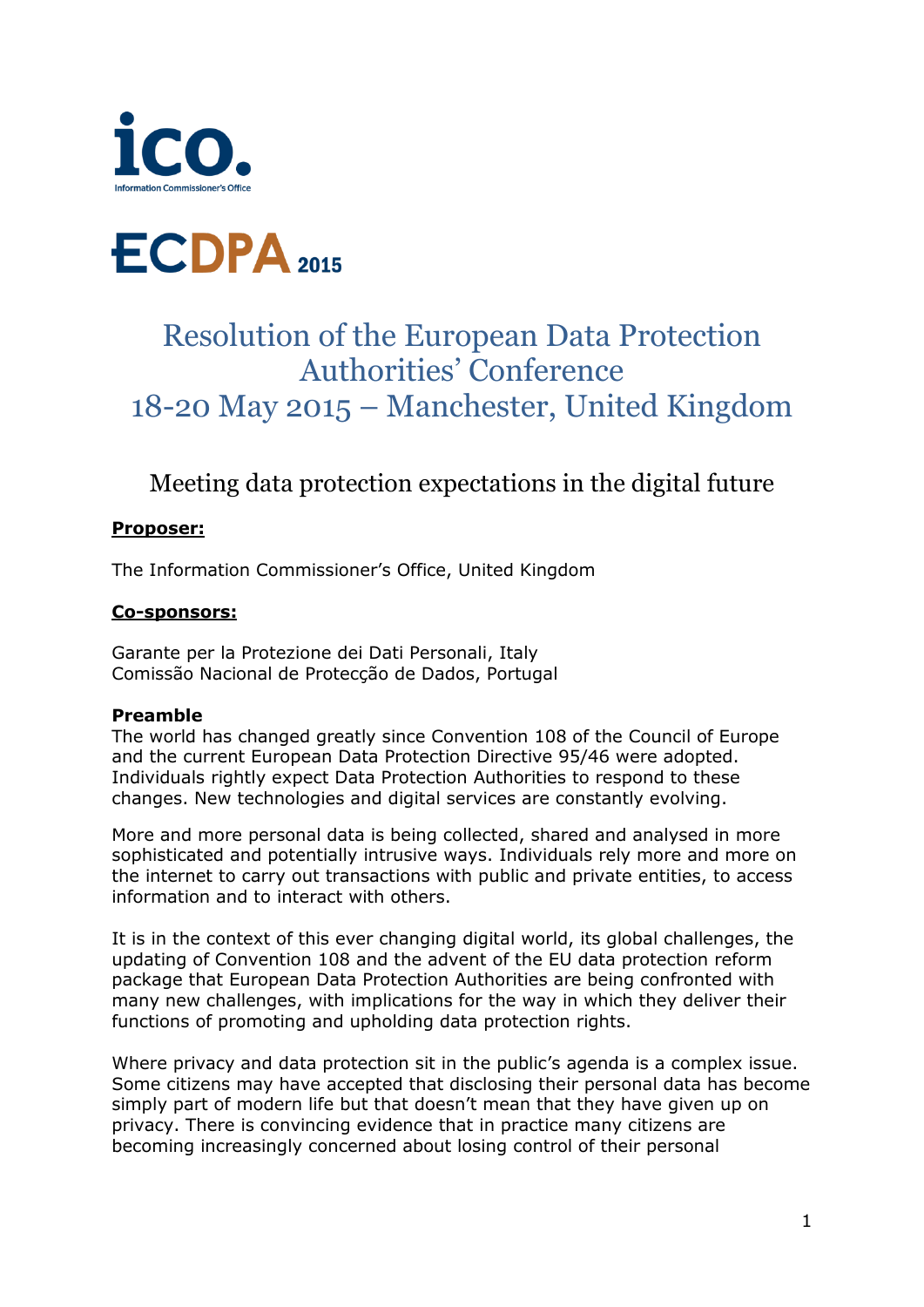# Resolution of the European Data Protection Authorities' Conference
# 18-20 May 2015 – Manchester, United Kingdom

## Meeting data protection expectations in the digital future

**Proposer:**

The Information Commissioner's Office, United Kingdom

**Co-sponsors:**

Garante per la Protezione dei Dati Personali, Italy
Comissão Nacional de Protecção de Dados, Portugal

**Preamble**

The world has changed greatly since Convention 108 of the Council of Europe and the current European Data Protection Directive 95/46 were adopted. Individuals rightly expect Data Protection Authorities to respond to these changes. New technologies and digital services are constantly evolving.

More and more personal data is being collected, shared and analysed in more sophisticated and potentially intrusive ways. Individuals rely more and more on the internet to carry out transactions with public and private entities, to access information and to interact with others.

It is in the context of this ever changing digital world, its global challenges, the updating of Convention 108 and the advent of the EU data protection reform package that European Data Protection Authorities are being confronted with many new challenges, with implications for the way in which they deliver their functions of promoting and upholding data protection rights.

Where privacy and data protection sit in the public's agenda is a complex issue. Some citizens may have accepted that disclosing their personal data has become simply part of modern life but that doesn't mean that they have given up on privacy. There is convincing evidence that in practice many citizens are becoming increasingly concerned about losing control of their personal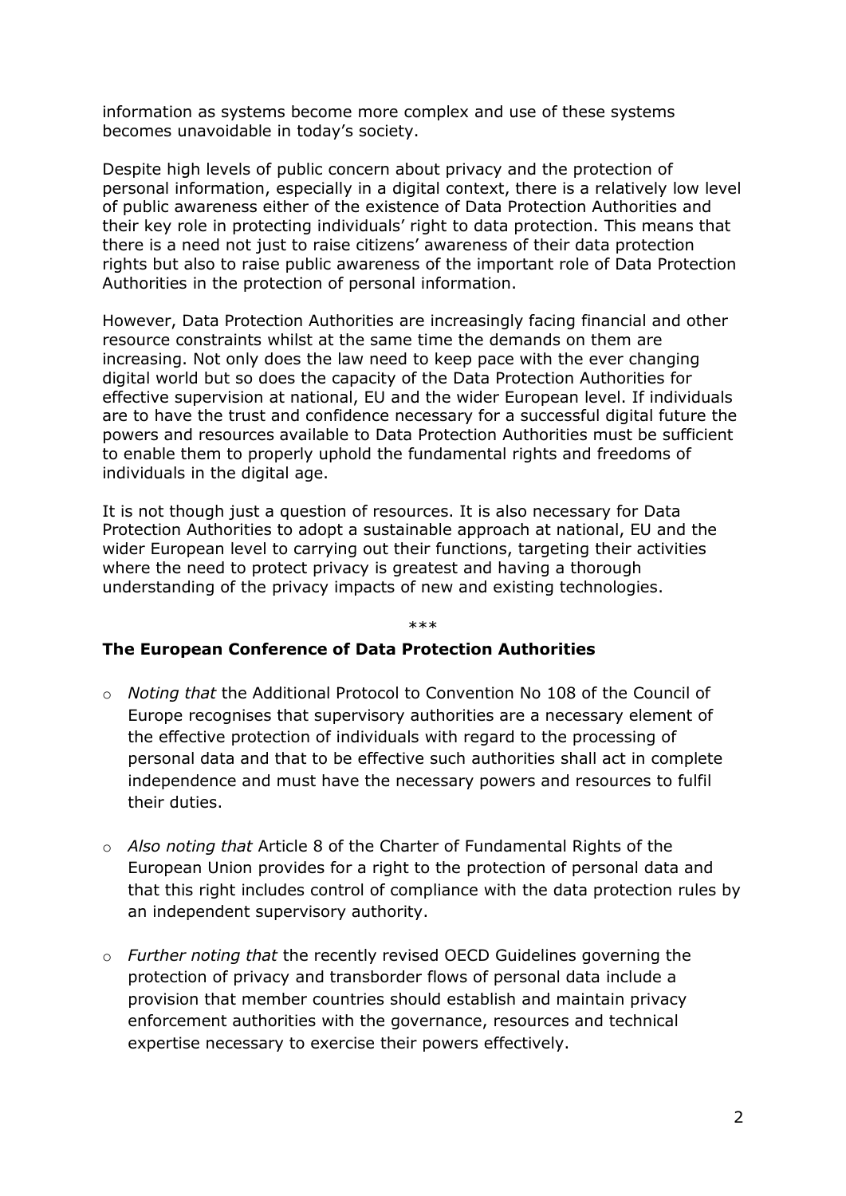information as systems become more complex and use of these systems becomes unavoidable in today's society.

Despite high levels of public concern about privacy and the protection of personal information, especially in a digital context, there is a relatively low level of public awareness either of the existence of Data Protection Authorities and their key role in protecting individuals' right to data protection. This means that there is a need not just to raise citizens' awareness of their data protection rights but also to raise public awareness of the important role of Data Protection Authorities in the protection of personal information.

However, Data Protection Authorities are increasingly facing financial and other resource constraints whilst at the same time the demands on them are increasing. Not only does the law need to keep pace with the ever changing digital world but so does the capacity of the Data Protection Authorities for effective supervision at national, EU and the wider European level. If individuals are to have the trust and confidence necessary for a successful digital future the powers and resources available to Data Protection Authorities must be sufficient to enable them to properly uphold the fundamental rights and freedoms of individuals in the digital age.

It is not though just a question of resources. It is also necessary for Data Protection Authorities to adopt a sustainable approach at national, EU and the wider European level to carrying out their functions, targeting their activities where the need to protect privacy is greatest and having a thorough understanding of the privacy impacts of new and existing technologies.

***

**The European Conference of Data Protection Authorities**

- *Noting that* the Additional Protocol to Convention No 108 of the Council of Europe recognises that supervisory authorities are a necessary element of the effective protection of individuals with regard to the processing of personal data and that to be effective such authorities shall act in complete independence and must have the necessary powers and resources to fulfil their duties.

- *Also noting that* Article 8 of the Charter of Fundamental Rights of the European Union provides for a right to the protection of personal data and that this right includes control of compliance with the data protection rules by an independent supervisory authority.

- *Further noting that* the recently revised OECD Guidelines governing the protection of privacy and transborder flows of personal data include a provision that member countries should establish and maintain privacy enforcement authorities with the governance, resources and technical expertise necessary to exercise their powers effectively.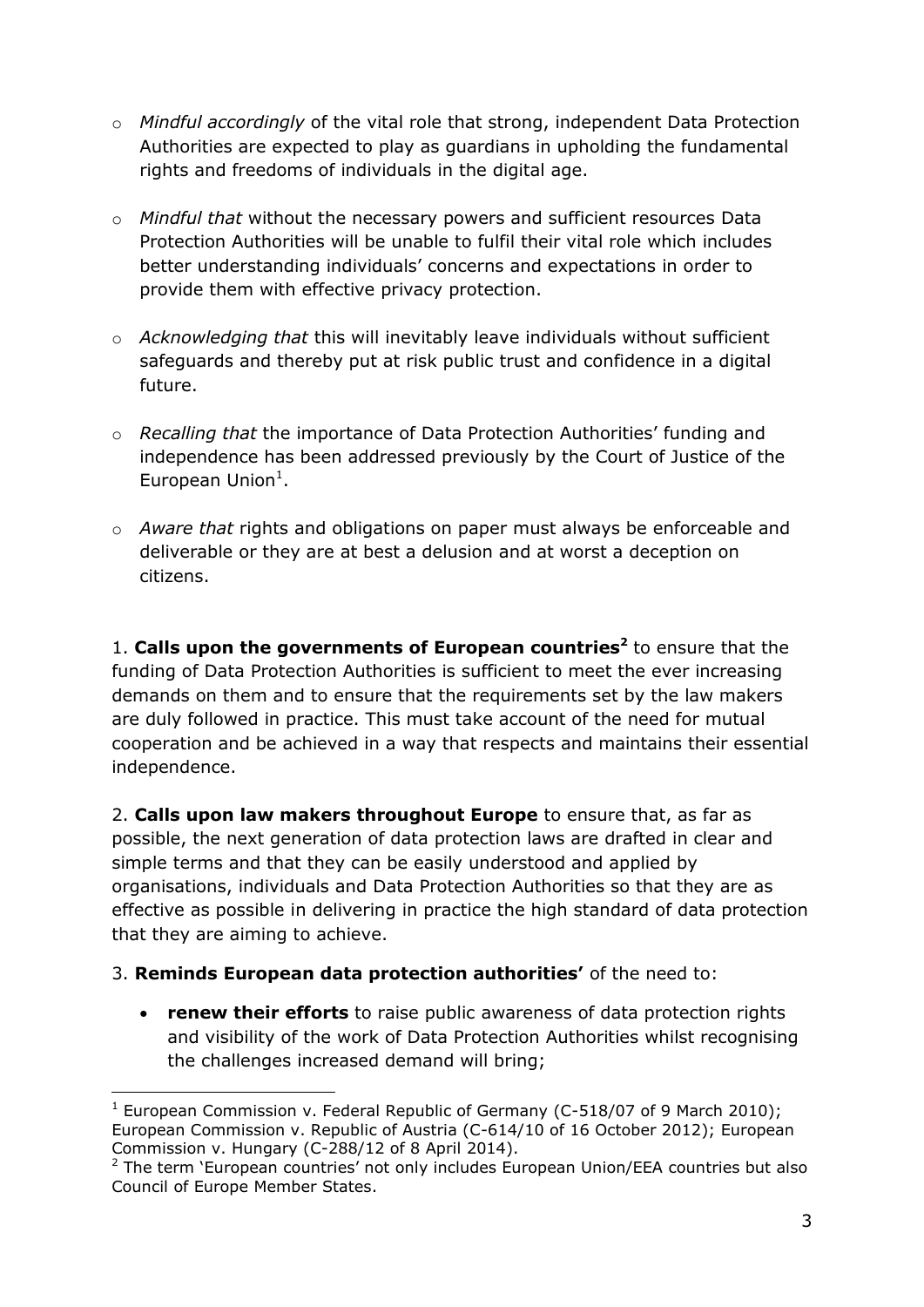- *Mindful accordingly* of the vital role that strong, independent Data Protection Authorities are expected to play as guardians in upholding the fundamental rights and freedoms of individuals in the digital age.

- *Mindful that* without the necessary powers and sufficient resources Data Protection Authorities will be unable to fulfil their vital role which includes better understanding individuals' concerns and expectations in order to provide them with effective privacy protection.

- *Acknowledging that* this will inevitably leave individuals without sufficient safeguards and thereby put at risk public trust and confidence in a digital future.

- *Recalling that* the importance of Data Protection Authorities' funding and independence has been addressed previously by the Court of Justice of the European Union[1].

- *Aware that* rights and obligations on paper must always be enforceable and deliverable or they are at best a delusion and at worst a deception on citizens.

1. **Calls upon the governments of European countries[2]** to ensure that the funding of Data Protection Authorities is sufficient to meet the ever increasing demands on them and to ensure that the requirements set by the law makers are duly followed in practice. This must take account of the need for mutual cooperation and be achieved in a way that respects and maintains their essential independence.

2. **Calls upon law makers throughout Europe** to ensure that, as far as possible, the next generation of data protection laws are drafted in clear and simple terms and that they can be easily understood and applied by organisations, individuals and Data Protection Authorities so that they are as effective as possible in delivering in practice the high standard of data protection that they are aiming to achieve.

3. **Reminds European data protection authorities'** of the need to:

   - **renew their efforts** to raise public awareness of data protection rights and visibility of the work of Data Protection Authorities whilst recognising the challenges increased demand will bring;

---

[1] European Commission v. Federal Republic of Germany (C-518/07 of 9 March 2010); European Commission v. Republic of Austria (C-614/10 of 16 October 2012); European Commission v. Hungary (C-288/12 of 8 April 2014).

[2] The term 'European countries' not only includes European Union/EEA countries but also Council of Europe Member States.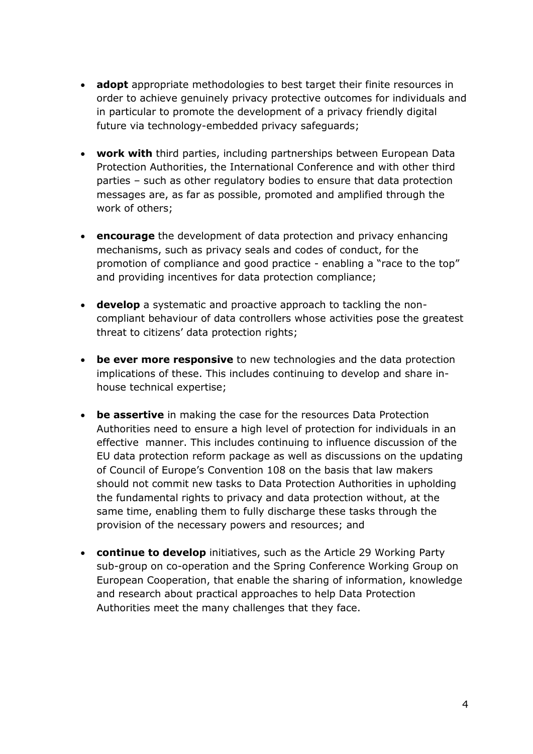- **adopt** appropriate methodologies to best target their finite resources in order to achieve genuinely privacy protective outcomes for individuals and in particular to promote the development of a privacy friendly digital future via technology-embedded privacy safeguards;

- **work with** third parties, including partnerships between European Data Protection Authorities, the International Conference and with other third parties – such as other regulatory bodies to ensure that data protection messages are, as far as possible, promoted and amplified through the work of others;

- **encourage** the development of data protection and privacy enhancing mechanisms, such as privacy seals and codes of conduct, for the promotion of compliance and good practice - enabling a "race to the top" and providing incentives for data protection compliance;

- **develop** a systematic and proactive approach to tackling the non-compliant behaviour of data controllers whose activities pose the greatest threat to citizens' data protection rights;

- **be ever more responsive** to new technologies and the data protection implications of these. This includes continuing to develop and share in-house technical expertise;

- **be assertive** in making the case for the resources Data Protection Authorities need to ensure a high level of protection for individuals in an effective manner. This includes continuing to influence discussion of the EU data protection reform package as well as discussions on the updating of Council of Europe's Convention 108 on the basis that law makers should not commit new tasks to Data Protection Authorities in upholding the fundamental rights to privacy and data protection without, at the same time, enabling them to fully discharge these tasks through the provision of the necessary powers and resources; and

- **continue to develop** initiatives, such as the Article 29 Working Party sub-group on co-operation and the Spring Conference Working Group on European Cooperation, that enable the sharing of information, knowledge and research about practical approaches to help Data Protection Authorities meet the many challenges that they face.